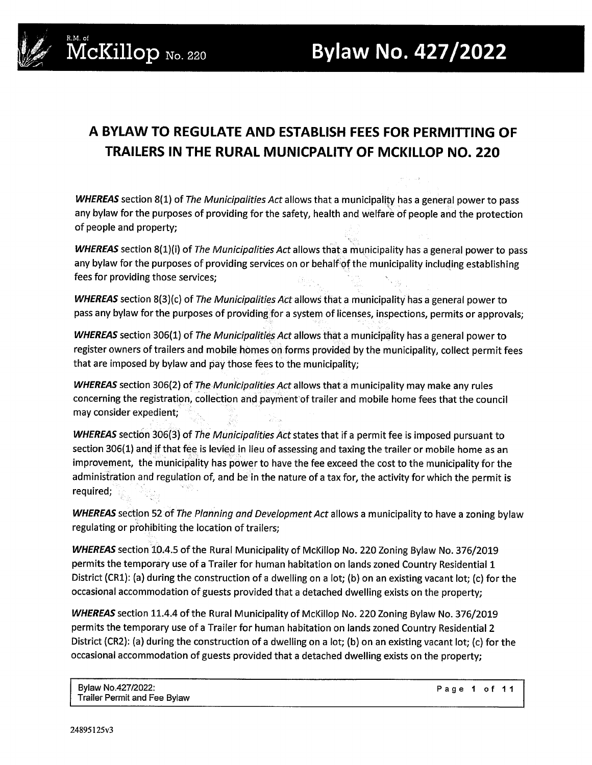# A BYLAW TO REGULATE AND ESTABLISH FEES FOR PERMITTING OF TRAILERS IN THE RURAL MUNICPALITY OF MCKILLOP NO. 220

***WHEREAS*** section 8(1) of *The Municipalities Act* allows that a municipality has a general power to pass any bylaw for the purposes of providing for the safety, health and welfare of people and the protection of people and property;

***WHEREAS*** section 8(1)(i) of *The Municipalities Act* allows that a municipality has a general power to pass any bylaw for the purposes of providing services on or behalf of the municipality including establishing fees for providing those services;

***WHEREAS*** section 8(3)(c) of *The Municipalities Act* allows that a municipality has a general power to pass any bylaw for the purposes of providing for a system of licenses, inspections, permits or approvals;

***WHEREAS*** section 306(1) of *The Municipalities Act* allows that a municipality has a general power to register owners of trailers and mobile homes on forms provided by the municipality, collect permit fees that are imposed by bylaw and pay those fees to the municipality;

***WHEREAS*** section 306(2) of *The Municipalities Act* allows that a municipality may make any rules concerning the registration, collection and payment of trailer and mobile home fees that the council may consider expedient;

***WHEREAS*** section 306(3) of *The Municipalities Act* states that if a permit fee is imposed pursuant to section 306(1) and if that fee is levied in lieu of assessing and taxing the trailer or mobile home as an improvement, the municipality has power to have the fee exceed the cost to the municipality for the administration and regulation of, and be in the nature of a tax for, the activity for which the permit is required;

***WHEREAS*** section 52 of *The Planning and Development Act* allows a municipality to have a zoning bylaw regulating or prohibiting the location of trailers;

***WHEREAS*** section 10.4.5 of the Rural Municipality of McKillop No. 220 Zoning Bylaw No. 376/2019 permits the temporary use of a Trailer for human habitation on lands zoned Country Residential 1 District (CR1): (a) during the construction of a dwelling on a lot; (b) on an existing vacant lot; (c) for the occasional accommodation of guests provided that a detached dwelling exists on the property;

***WHEREAS*** section 11.4.4 of the Rural Municipality of McKillop No. 220 Zoning Bylaw No. 376/2019 permits the temporary use of a Trailer for human habitation on lands zoned Country Residential 2 District (CR2): (a) during the construction of a dwelling on a lot; (b) on an existing vacant lot; (c) for the occasional accommodation of guests provided that a detached dwelling exists on the property;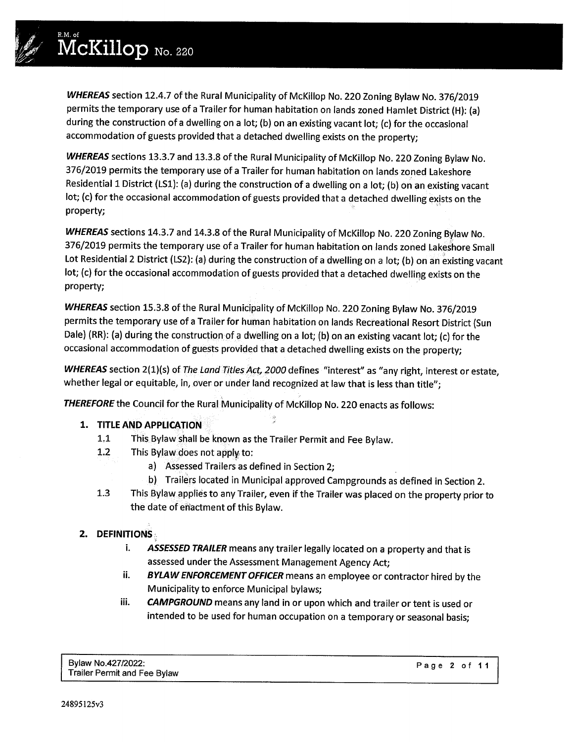***WHEREAS*** section 12.4.7 of the Rural Municipality of McKillop No. 220 Zoning Bylaw No. 376/2019 permits the temporary use of a Trailer for human habitation on lands zoned Hamlet District (H): (a) during the construction of a dwelling on a lot; (b) on an existing vacant lot; (c) for the occasional accommodation of guests provided that a detached dwelling exists on the property;

***WHEREAS*** sections 13.3.7 and 13.3.8 of the Rural Municipality of McKillop No. 220 Zoning Bylaw No. 376/2019 permits the temporary use of a Trailer for human habitation on lands zoned Lakeshore Residential 1 District (LS1): (a) during the construction of a dwelling on a lot; (b) on an existing vacant lot; (c) for the occasional accommodation of guests provided that a detached dwelling exists on the property;

***WHEREAS*** sections 14.3.7 and 14.3.8 of the Rural Municipality of McKillop No. 220 Zoning Bylaw No. 376/2019 permits the temporary use of a Trailer for human habitation on lands zoned Lakeshore Small Lot Residential 2 District (LS2): (a) during the construction of a dwelling on a lot; (b) on an existing vacant lot; (c) for the occasional accommodation of guests provided that a detached dwelling exists on the property;

***WHEREAS*** section 15.3.8 of the Rural Municipality of McKillop No. 220 Zoning Bylaw No. 376/2019 permits the temporary use of a Trailer for human habitation on lands Recreational Resort District (Sun Dale) (RR): (a) during the construction of a dwelling on a lot; (b) on an existing vacant lot; (c) for the occasional accommodation of guests provided that a detached dwelling exists on the property;

***WHEREAS*** section 2(1)(s) of *The Land Titles Act, 2000* defines "interest" as "any right, interest or estate, whether legal or equitable, in, over or under land recognized at law that is less than title";

***THEREFORE*** the Council for the Rural Municipality of McKillop No. 220 enacts as follows:

1. **TITLE AND APPLICATION**
   - 1.1 This Bylaw shall be known as the Trailer Permit and Fee Bylaw.
   - 1.2 This Bylaw does not apply to:
     - a) Assessed Trailers as defined in Section 2;
     - b) Trailers located in Municipal approved Campgrounds as defined in Section 2.
   - 1.3 This Bylaw applies to any Trailer, even if the Trailer was placed on the property prior to the date of enactment of this Bylaw.

2. **DEFINITIONS**
   - i. ***ASSESSED TRAILER*** means any trailer legally located on a property and that is assessed under the Assessment Management Agency Act;
   - ii. ***BYLAW ENFORCEMENT OFFICER*** means an employee or contractor hired by the Municipality to enforce Municipal bylaws;
   - iii. ***CAMPGROUND*** means any land in or upon which and trailer or tent is used or intended to be used for human occupation on a temporary or seasonal basis;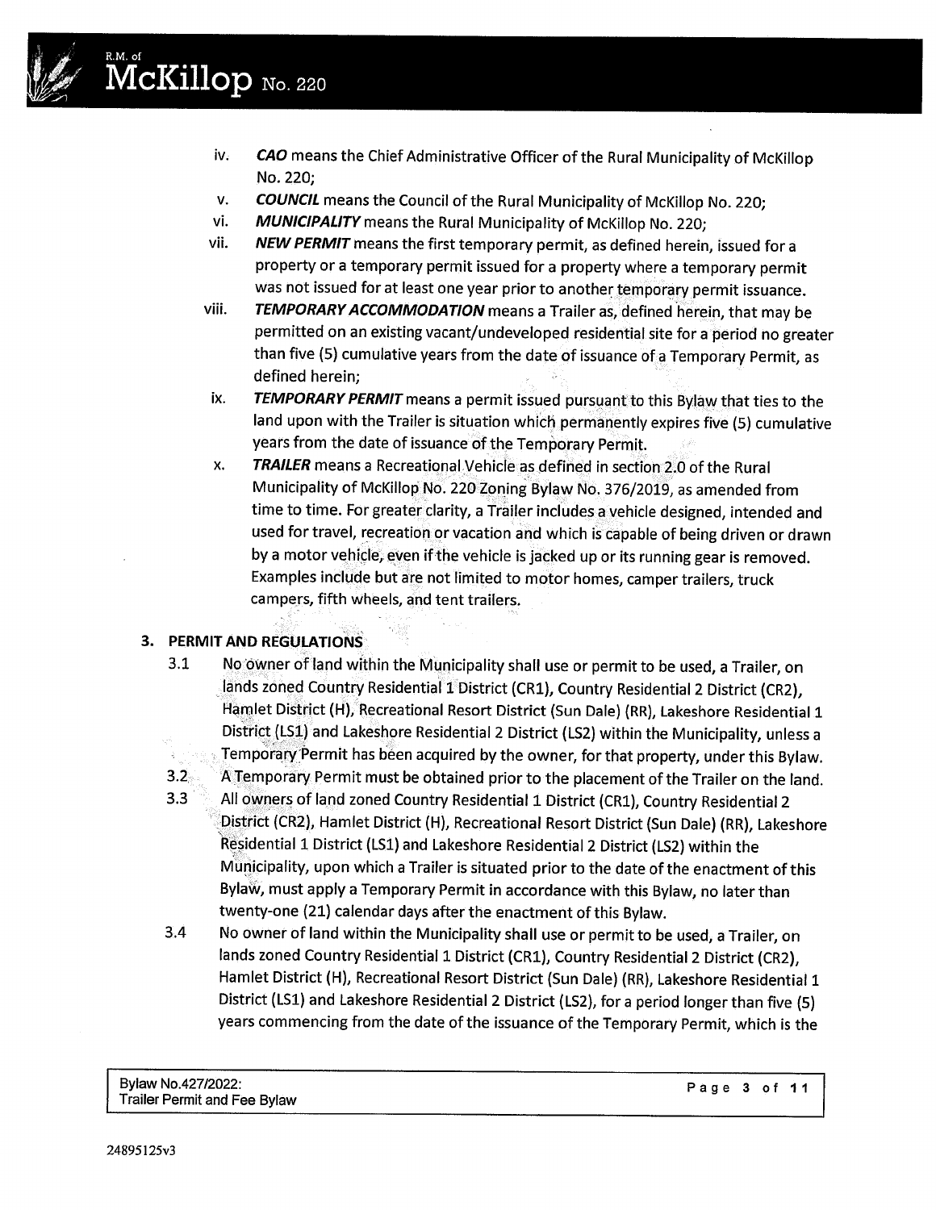iv. ***CAO*** means the Chief Administrative Officer of the Rural Municipality of McKillop No. 220;

v. ***COUNCIL*** means the Council of the Rural Municipality of McKillop No. 220;

vi. ***MUNICIPALITY*** means the Rural Municipality of McKillop No. 220;

vii. ***NEW PERMIT*** means the first temporary permit, as defined herein, issued for a property or a temporary permit issued for a property where a temporary permit was not issued for at least one year prior to another temporary permit issuance.

viii. ***TEMPORARY ACCOMMODATION*** means a Trailer as, defined herein, that may be permitted on an existing vacant/undeveloped residential site for a period no greater than five (5) cumulative years from the date of issuance of a Temporary Permit, as defined herein;

ix. ***TEMPORARY PERMIT*** means a permit issued pursuant to this Bylaw that ties to the land upon with the Trailer is situation which permanently expires five (5) cumulative years from the date of issuance of the Temporary Permit.

x. ***TRAILER*** means a Recreational Vehicle as defined in section 2.0 of the Rural Municipality of McKillop No. 220 Zoning Bylaw No. 376/2019, as amended from time to time. For greater clarity, a Trailer includes a vehicle designed, intended and used for travel, recreation or vacation and which is capable of being driven or drawn by a motor vehicle, even if the vehicle is jacked up or its running gear is removed. Examples include but are not limited to motor homes, camper trailers, truck campers, fifth wheels, and tent trailers.

## 3. PERMIT AND REGULATIONS

3.1 No owner of land within the Municipality shall use or permit to be used, a Trailer, on lands zoned Country Residential 1 District (CR1), Country Residential 2 District (CR2), Hamlet District (H), Recreational Resort District (Sun Dale) (RR), Lakeshore Residential 1 District (LS1) and Lakeshore Residential 2 District (LS2) within the Municipality, unless a Temporary Permit has been acquired by the owner, for that property, under this Bylaw.

3.2 A Temporary Permit must be obtained prior to the placement of the Trailer on the land.

3.3 All owners of land zoned Country Residential 1 District (CR1), Country Residential 2 District (CR2), Hamlet District (H), Recreational Resort District (Sun Dale) (RR), Lakeshore Residential 1 District (LS1) and Lakeshore Residential 2 District (LS2) within the Municipality, upon which a Trailer is situated prior to the date of the enactment of this Bylaw, must apply a Temporary Permit in accordance with this Bylaw, no later than twenty-one (21) calendar days after the enactment of this Bylaw.

3.4 No owner of land within the Municipality shall use or permit to be used, a Trailer, on lands zoned Country Residential 1 District (CR1), Country Residential 2 District (CR2), Hamlet District (H), Recreational Resort District (Sun Dale) (RR), Lakeshore Residential 1 District (LS1) and Lakeshore Residential 2 District (LS2), for a period longer than five (5) years commencing from the date of the issuance of the Temporary Permit, which is the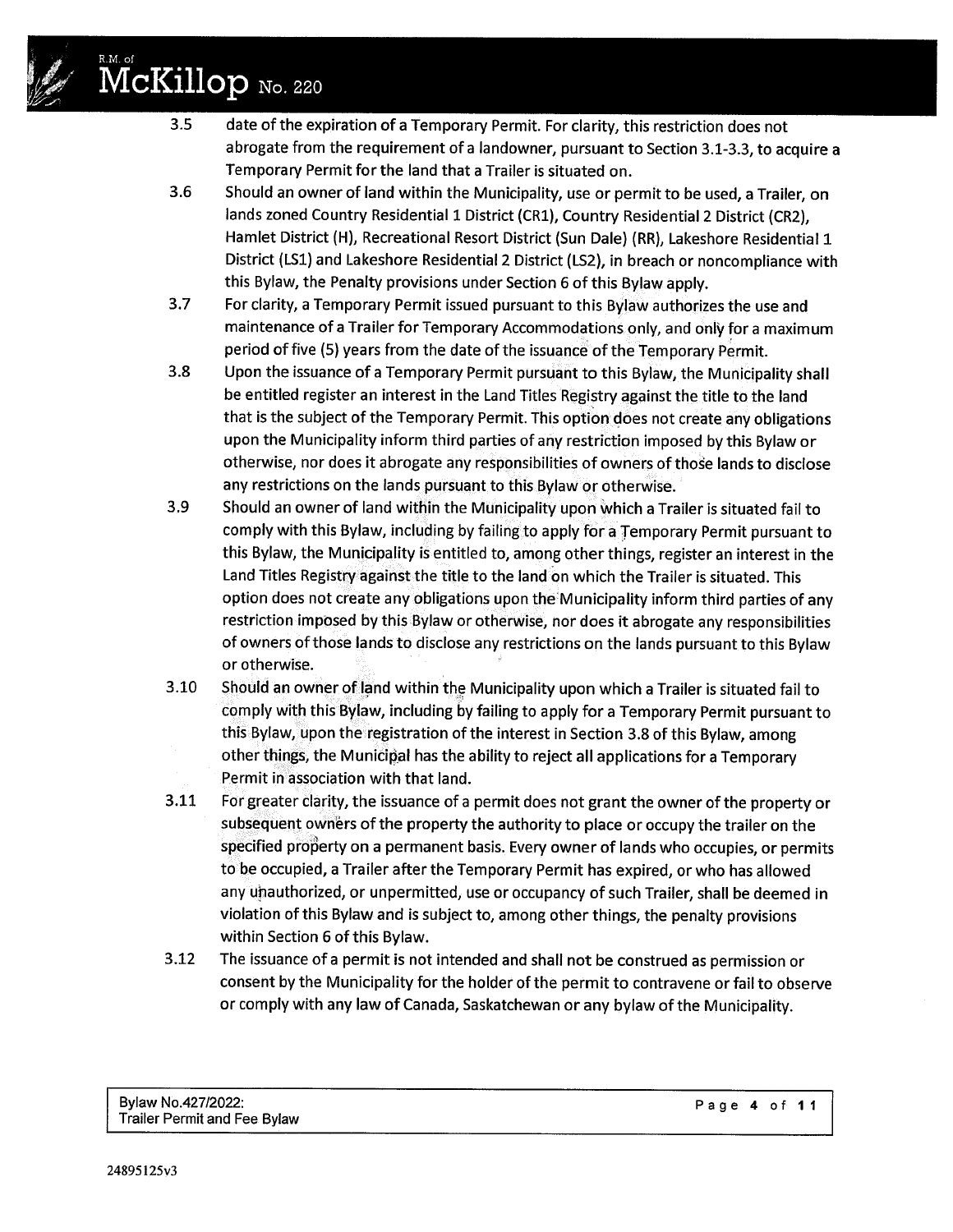3.5 date of the expiration of a Temporary Permit. For clarity, this restriction does not abrogate from the requirement of a landowner, pursuant to Section 3.1-3.3, to acquire a Temporary Permit for the land that a Trailer is situated on.

3.6 Should an owner of land within the Municipality, use or permit to be used, a Trailer, on lands zoned Country Residential 1 District (CR1), Country Residential 2 District (CR2), Hamlet District (H), Recreational Resort District (Sun Dale) (RR), Lakeshore Residential 1 District (LS1) and Lakeshore Residential 2 District (LS2), in breach or noncompliance with this Bylaw, the Penalty provisions under Section 6 of this Bylaw apply.

3.7 For clarity, a Temporary Permit issued pursuant to this Bylaw authorizes the use and maintenance of a Trailer for Temporary Accommodations only, and only for a maximum period of five (5) years from the date of the issuance of the Temporary Permit.

3.8 Upon the issuance of a Temporary Permit pursuant to this Bylaw, the Municipality shall be entitled register an interest in the Land Titles Registry against the title to the land that is the subject of the Temporary Permit. This option does not create any obligations upon the Municipality inform third parties of any restriction imposed by this Bylaw or otherwise, nor does it abrogate any responsibilities of owners of those lands to disclose any restrictions on the lands pursuant to this Bylaw or otherwise.

3.9 Should an owner of land within the Municipality upon which a Trailer is situated fail to comply with this Bylaw, including by failing to apply for a Temporary Permit pursuant to this Bylaw, the Municipality is entitled to, among other things, register an interest in the Land Titles Registry against the title to the land on which the Trailer is situated. This option does not create any obligations upon the Municipality inform third parties of any restriction imposed by this Bylaw or otherwise, nor does it abrogate any responsibilities of owners of those lands to disclose any restrictions on the lands pursuant to this Bylaw or otherwise.

3.10 Should an owner of land within the Municipality upon which a Trailer is situated fail to comply with this Bylaw, including by failing to apply for a Temporary Permit pursuant to this Bylaw, upon the registration of the interest in Section 3.8 of this Bylaw, among other things, the Municipal has the ability to reject all applications for a Temporary Permit in association with that land.

3.11 For greater clarity, the issuance of a permit does not grant the owner of the property or subsequent owners of the property the authority to place or occupy the trailer on the specified property on a permanent basis. Every owner of lands who occupies, or permits to be occupied, a Trailer after the Temporary Permit has expired, or who has allowed any unauthorized, or unpermitted, use or occupancy of such Trailer, shall be deemed in violation of this Bylaw and is subject to, among other things, the penalty provisions within Section 6 of this Bylaw.

3.12 The issuance of a permit is not intended and shall not be construed as permission or consent by the Municipality for the holder of the permit to contravene or fail to observe or comply with any law of Canada, Saskatchewan or any bylaw of the Municipality.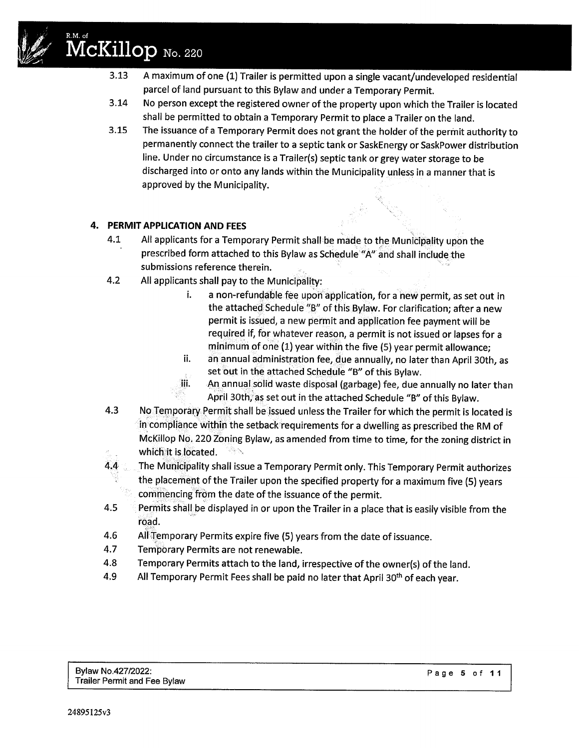3.13 A maximum of one (1) Trailer is permitted upon a single vacant/undeveloped residential parcel of land pursuant to this Bylaw and under a Temporary Permit.

3.14 No person except the registered owner of the property upon which the Trailer is located shall be permitted to obtain a Temporary Permit to place a Trailer on the land.

3.15 The issuance of a Temporary Permit does not grant the holder of the permit authority to permanently connect the trailer to a septic tank or SaskEnergy or SaskPower distribution line. Under no circumstance is a Trailer(s) septic tank or grey water storage to be discharged into or onto any lands within the Municipality unless in a manner that is approved by the Municipality.

## 4. PERMIT APPLICATION AND FEES

4.1 All applicants for a Temporary Permit shall be made to the Municipality upon the prescribed form attached to this Bylaw as Schedule "A" and shall include the submissions reference therein.

4.2 All applicants shall pay to the Municipality:

  i. a non-refundable fee upon application, for a new permit, as set out in the attached Schedule "B" of this Bylaw. For clarification; after a new permit is issued, a new permit and application fee payment will be required if, for whatever reason, a permit is not issued or lapses for a minimum of one (1) year within the five (5) year permit allowance;

  ii. an annual administration fee, due annually, no later than April 30th, as set out in the attached Schedule "B" of this Bylaw.

  iii. An annual solid waste disposal (garbage) fee, due annually no later than April 30th, as set out in the attached Schedule "B" of this Bylaw.

4.3 No Temporary Permit shall be issued unless the Trailer for which the permit is located is in compliance within the setback requirements for a dwelling as prescribed the RM of McKillop No. 220 Zoning Bylaw, as amended from time to time, for the zoning district in which it is located.

4.4 The Municipality shall issue a Temporary Permit only. This Temporary Permit authorizes the placement of the Trailer upon the specified property for a maximum five (5) years commencing from the date of the issuance of the permit.

4.5 Permits shall be displayed in or upon the Trailer in a place that is easily visible from the road.

4.6 All Temporary Permits expire five (5) years from the date of issuance.

4.7 Temporary Permits are not renewable.

4.8 Temporary Permits attach to the land, irrespective of the owner(s) of the land.

4.9 All Temporary Permit Fees shall be paid no later that April 30th of each year.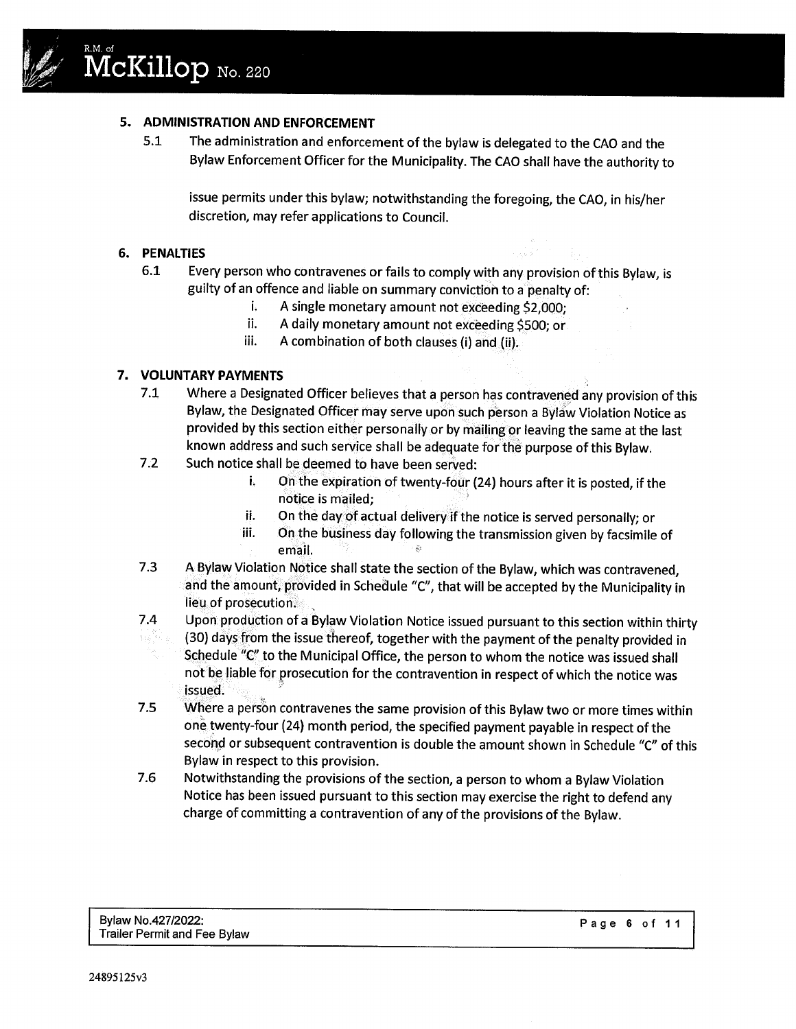## 5. ADMINISTRATION AND ENFORCEMENT

5.1 The administration and enforcement of the bylaw is delegated to the CAO and the Bylaw Enforcement Officer for the Municipality. The CAO shall have the authority to issue permits under this bylaw; notwithstanding the foregoing, the CAO, in his/her discretion, may refer applications to Council.

## 6. PENALTIES

6.1 Every person who contravenes or fails to comply with any provision of this Bylaw, is guilty of an offence and liable on summary conviction to a penalty of:

- i. A single monetary amount not exceeding $2,000;
- ii. A daily monetary amount not exceeding $500; or
- iii. A combination of both clauses (i) and (ii).

## 7. VOLUNTARY PAYMENTS

7.1 Where a Designated Officer believes that a person has contravened any provision of this Bylaw, the Designated Officer may serve upon such person a Bylaw Violation Notice as provided by this section either personally or by mailing or leaving the same at the last known address and such service shall be adequate for the purpose of this Bylaw.

7.2 Such notice shall be deemed to have been served:

- i. On the expiration of twenty-four (24) hours after it is posted, if the notice is mailed;
- ii. On the day of actual delivery if the notice is served personally; or
- iii. On the business day following the transmission given by facsimile of email.

7.3 A Bylaw Violation Notice shall state the section of the Bylaw, which was contravened, and the amount, provided in Schedule "C", that will be accepted by the Municipality in lieu of prosecution.

7.4 Upon production of a Bylaw Violation Notice issued pursuant to this section within thirty (30) days from the issue thereof, together with the payment of the penalty provided in Schedule "C" to the Municipal Office, the person to whom the notice was issued shall not be liable for prosecution for the contravention in respect of which the notice was issued.

7.5 Where a person contravenes the same provision of this Bylaw two or more times within one twenty-four (24) month period, the specified payment payable in respect of the second or subsequent contravention is double the amount shown in Schedule "C" of this Bylaw in respect to this provision.

7.6 Notwithstanding the provisions of the section, a person to whom a Bylaw Violation Notice has been issued pursuant to this section may exercise the right to defend any charge of committing a contravention of any of the provisions of the Bylaw.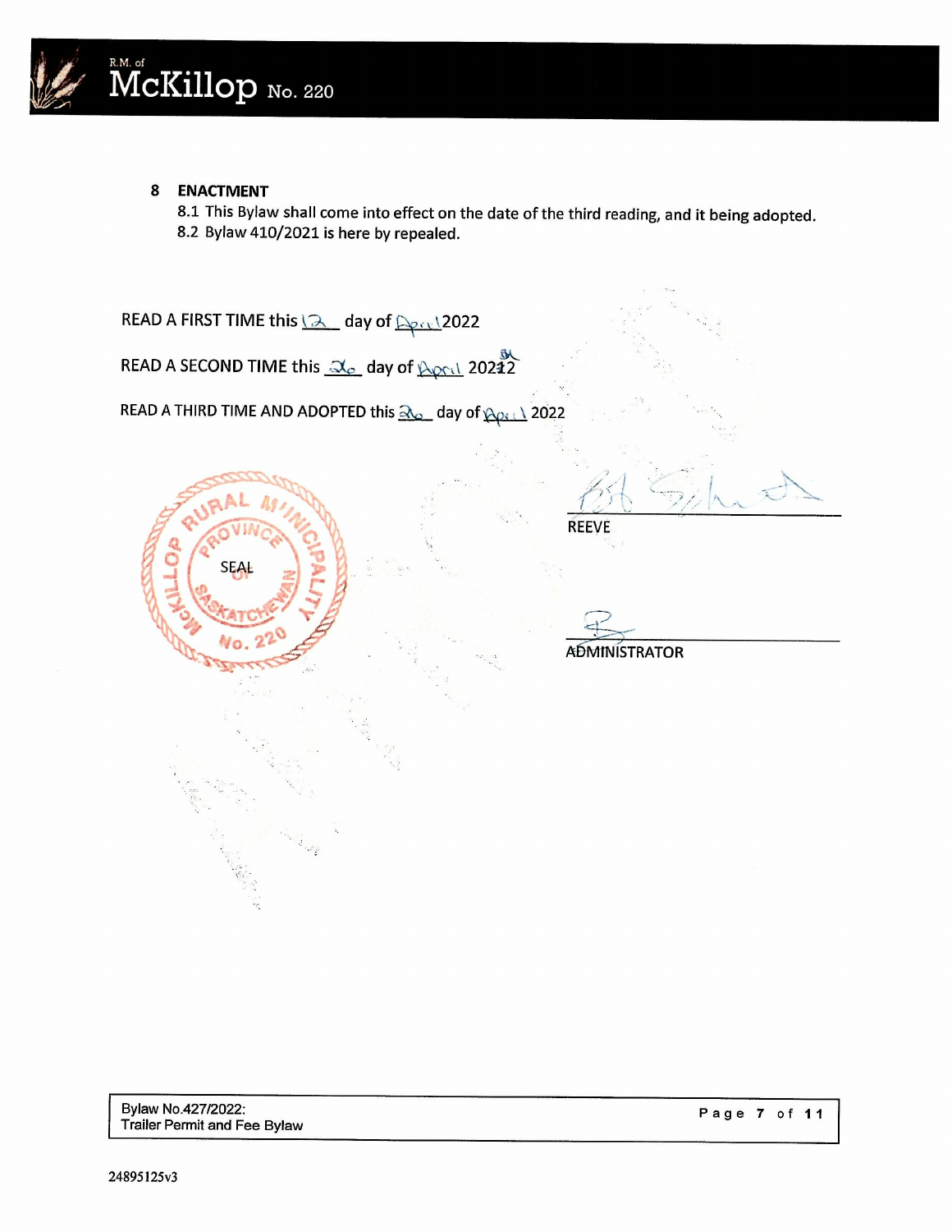## 8 ENACTMENT

8.1 This Bylaw shall come into effect on the date of the third reading, and it being adopted.

8.2 Bylaw 410/2021 is here by repealed.

READ A FIRST TIME this 12 day of April 2022

READ A SECOND TIME this 26 day of April 2022

READ A THIRD TIME AND ADOPTED this 26 day of April 2022

SEAL

RURAL MUNICIPALITY McKILLOP No. 220 PROVINCE OF SASKATCHEWAN

REEVE

ADMINISTRATOR

Bylaw No.427/2022:
Trailer Permit and Fee Bylaw

24895125v3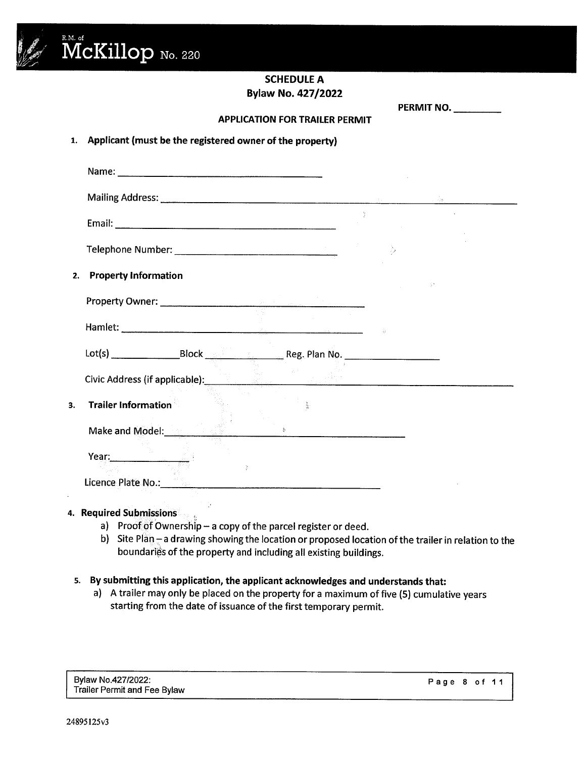# R.M. of McKillop No. 220

## SCHEDULE A
## Bylaw No. 427/2022

**PERMIT NO.** _________

**APPLICATION FOR TRAILER PERMIT**

1. **Applicant (must be the registered owner of the property)**

   Name: ______________________________

   Mailing Address: ______________________________

   Email: ______________________________

   Telephone Number: ______________________________

2. **Property Information**

   Property Owner: ______________________________

   Hamlet: ______________________________

   Lot(s) ____________ Block ____________ Reg. Plan No. ____________

   Civic Address (if applicable): ______________________________

3. **Trailer Information**

   Make and Model: ______________________________

   Year: ____________

   Licence Plate No.: ______________________________

4. **Required Submissions**
   a) Proof of Ownership – a copy of the parcel register or deed.
   b) Site Plan – a drawing showing the location or proposed location of the trailer in relation to the boundaries of the property and including all existing buildings.

5. **By submitting this application, the applicant acknowledges and understands that:**
   a) A trailer may only be placed on the property for a maximum of five (5) cumulative years starting from the date of issuance of the first temporary permit.

Bylaw No.427/2022:
Trailer Permit and Fee Bylaw

24895125v3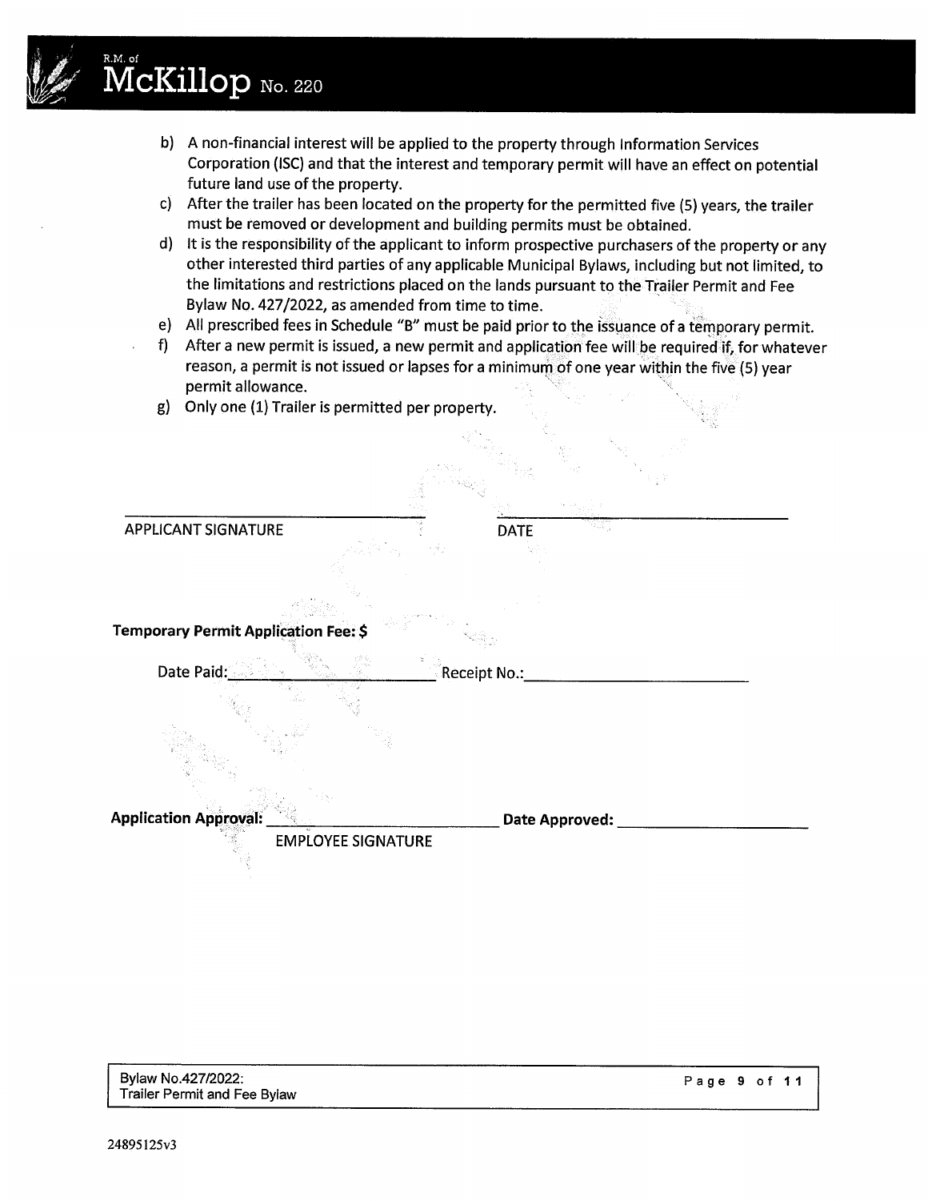b) A non-financial interest will be applied to the property through Information Services Corporation (ISC) and that the interest and temporary permit will have an effect on potential future land use of the property.

c) After the trailer has been located on the property for the permitted five (5) years, the trailer must be removed or development and building permits must be obtained.

d) It is the responsibility of the applicant to inform prospective purchasers of the property or any other interested third parties of any applicable Municipal Bylaws, including but not limited, to the limitations and restrictions placed on the lands pursuant to the Trailer Permit and Fee Bylaw No. 427/2022, as amended from time to time.

e) All prescribed fees in Schedule "B" must be paid prior to the issuance of a temporary permit.

f) After a new permit is issued, a new permit and application fee will be required if, for whatever reason, a permit is not issued or lapses for a minimum of one year within the five (5) year permit allowance.

g) Only one (1) Trailer is permitted per property.

\_\_\_\_\_\_\_\_\_\_\_\_\_\_\_\_\_\_\_\_\_\_\_\_\_\_\_\_ \_\_\_\_\_\_\_\_\_\_\_\_\_\_\_\_\_\_\_\_\_\_\_\_\_\_\_\_

APPLICANT SIGNATURE DATE

**Temporary Permit Application Fee: $**

Date Paid:\_\_\_\_\_\_\_\_\_\_\_\_\_\_\_\_\_\_\_\_ Receipt No.:\_\_\_\_\_\_\_\_\_\_\_\_\_\_\_\_\_\_\_\_

**Application Approval:** \_\_\_\_\_\_\_\_\_\_\_\_\_\_\_\_\_\_\_\_ **Date Approved:** \_\_\_\_\_\_\_\_\_\_\_\_\_\_\_\_\_\_\_\_

EMPLOYEE SIGNATURE

24895125v3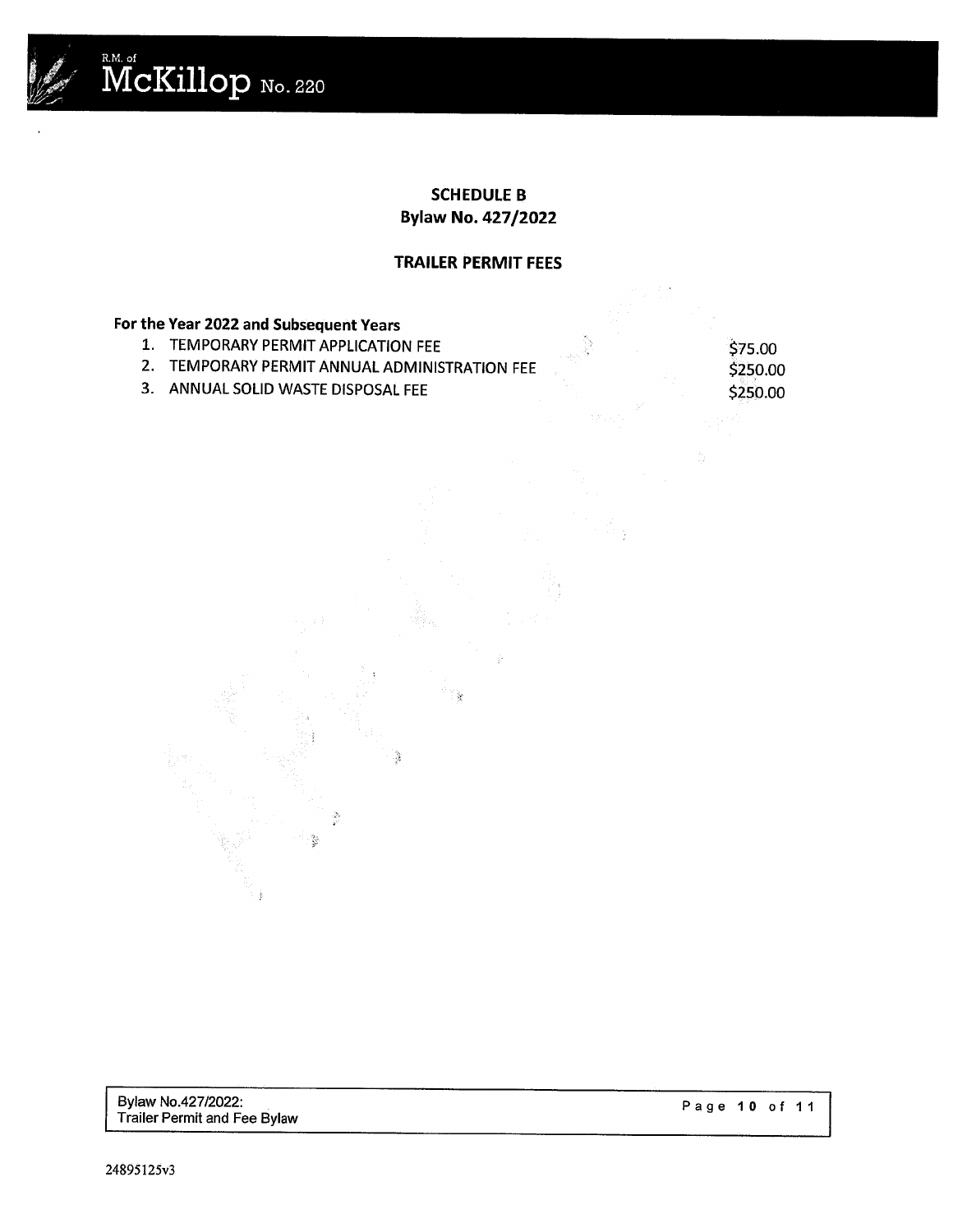## SCHEDULE B
## Bylaw No. 427/2022

### TRAILER PERMIT FEES

**For the Year 2022 and Subsequent Years**

| | |
|---|---|
| 1. TEMPORARY PERMIT APPLICATION FEE | $75.00 |
| 2. TEMPORARY PERMIT ANNUAL ADMINISTRATION FEE | $250.00 |
| 3. ANNUAL SOLID WASTE DISPOSAL FEE | $250.00 |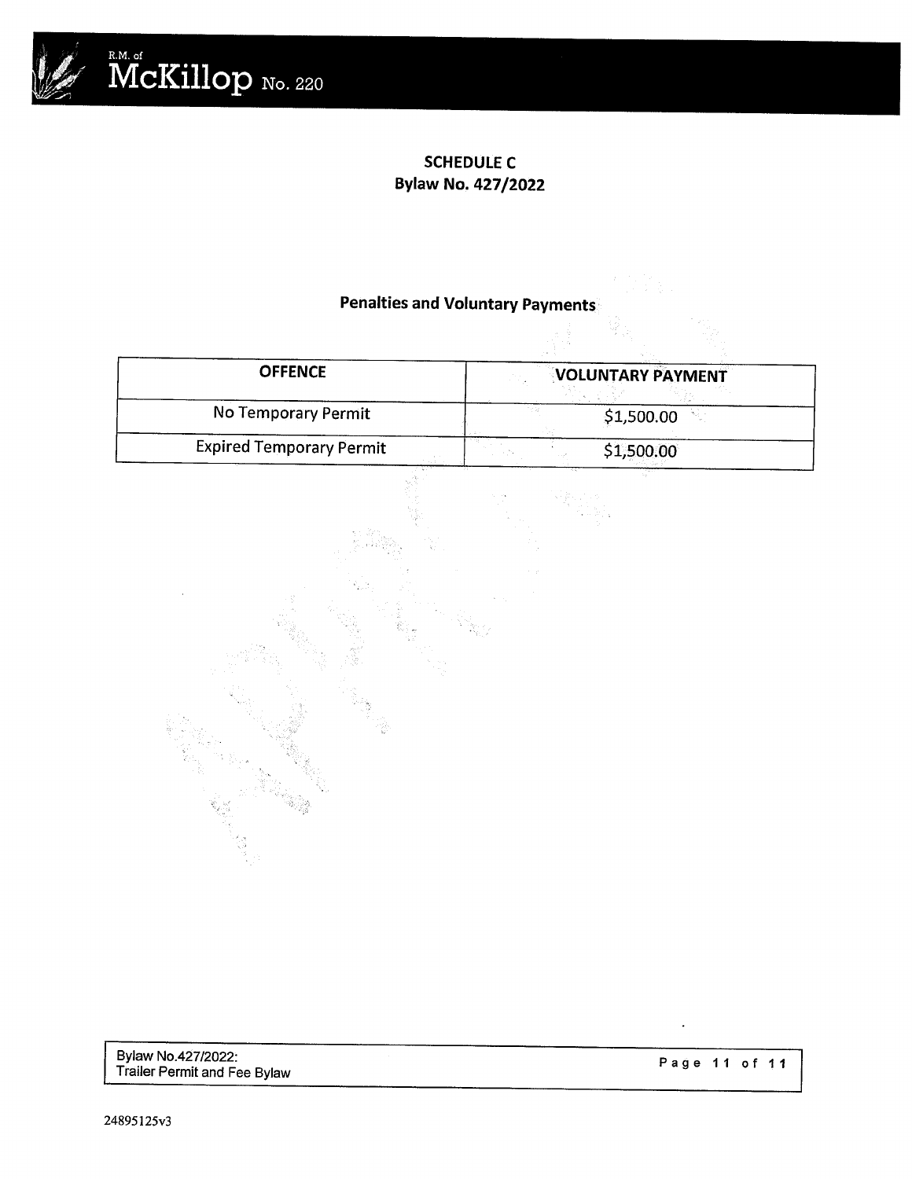## SCHEDULE C
## Bylaw No. 427/2022

### Penalties and Voluntary Payments

| OFFENCE | VOLUNTARY PAYMENT |
|---|---|
| No Temporary Permit | $1,500.00 |
| Expired Temporary Permit | $1,500.00 |

24895125v3